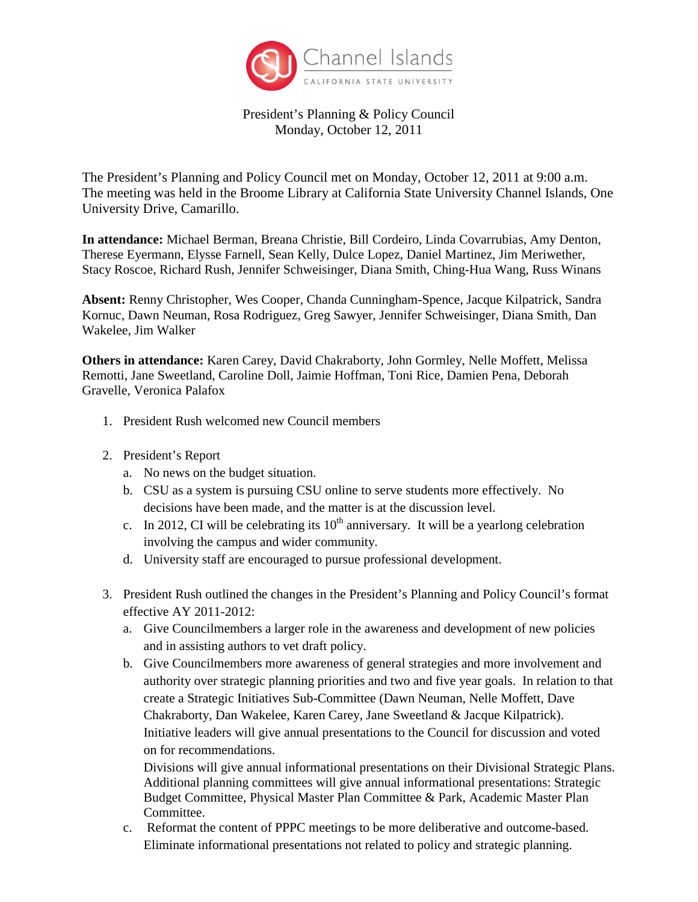Channel Islands
CALIFORNIA STATE UNIVERSITY

President's Planning & Policy Council
Monday, October 12, 2011

The President's Planning and Policy Council met on Monday, October 12, 2011 at 9:00 a.m. The meeting was held in the Broome Library at California State University Channel Islands, One University Drive, Camarillo.

**In attendance:** Michael Berman, Breana Christie, Bill Cordeiro, Linda Covarrubias, Amy Denton, Therese Eyermann, Elysse Farnell, Sean Kelly, Dulce Lopez, Daniel Martinez, Jim Meriwether, Stacy Roscoe, Richard Rush, Jennifer Schweisinger, Diana Smith, Ching-Hua Wang, Russ Winans

**Absent:** Renny Christopher, Wes Cooper, Chanda Cunningham-Spence, Jacque Kilpatrick, Sandra Kornuc, Dawn Neuman, Rosa Rodriguez, Greg Sawyer, Jennifer Schweisinger, Diana Smith, Dan Wakelee, Jim Walker

**Others in attendance:** Karen Carey, David Chakraborty, John Gormley, Nelle Moffett, Melissa Remotti, Jane Sweetland, Caroline Doll, Jaimie Hoffman, Toni Rice, Damien Pena, Deborah Gravelle, Veronica Palafox

1. President Rush welcomed new Council members

2. President's Report
   a. No news on the budget situation.
   b. CSU as a system is pursuing CSU online to serve students more effectively. No decisions have been made, and the matter is at the discussion level.
   c. In 2012, CI will be celebrating its 10th anniversary. It will be a yearlong celebration involving the campus and wider community.
   d. University staff are encouraged to pursue professional development.

3. President Rush outlined the changes in the President's Planning and Policy Council's format effective AY 2011-2012:
   a. Give Councilmembers a larger role in the awareness and development of new policies and in assisting authors to vet draft policy.
   b. Give Councilmembers more awareness of general strategies and more involvement and authority over strategic planning priorities and two and five year goals. In relation to that create a Strategic Initiatives Sub-Committee (Dawn Neuman, Nelle Moffett, Dave Chakraborty, Dan Wakelee, Karen Carey, Jane Sweetland & Jacque Kilpatrick). Initiative leaders will give annual presentations to the Council for discussion and voted on for recommendations.
   
      Divisions will give annual informational presentations on their Divisional Strategic Plans. Additional planning committees will give annual informational presentations: Strategic Budget Committee, Physical Master Plan Committee & Park, Academic Master Plan Committee.
   c. Reformat the content of PPPC meetings to be more deliberative and outcome-based. Eliminate informational presentations not related to policy and strategic planning.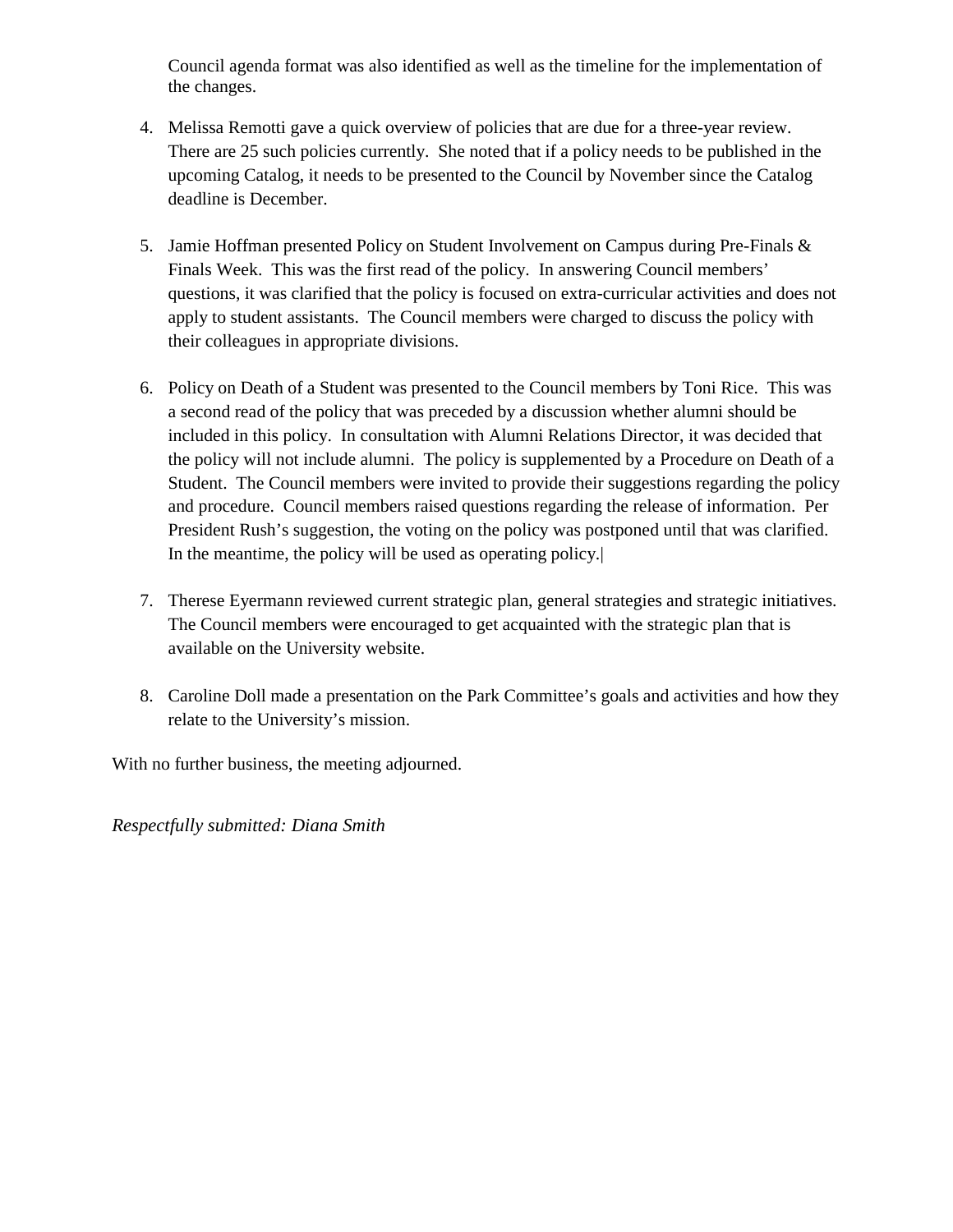Council agenda format was also identified as well as the timeline for the implementation of the changes.

4. Melissa Remotti gave a quick overview of policies that are due for a three-year review. There are 25 such policies currently. She noted that if a policy needs to be published in the upcoming Catalog, it needs to be presented to the Council by November since the Catalog deadline is December.

5. Jamie Hoffman presented Policy on Student Involvement on Campus during Pre-Finals & Finals Week. This was the first read of the policy. In answering Council members' questions, it was clarified that the policy is focused on extra-curricular activities and does not apply to student assistants. The Council members were charged to discuss the policy with their colleagues in appropriate divisions.

6. Policy on Death of a Student was presented to the Council members by Toni Rice. This was a second read of the policy that was preceded by a discussion whether alumni should be included in this policy. In consultation with Alumni Relations Director, it was decided that the policy will not include alumni. The policy is supplemented by a Procedure on Death of a Student. The Council members were invited to provide their suggestions regarding the policy and procedure. Council members raised questions regarding the release of information. Per President Rush's suggestion, the voting on the policy was postponed until that was clarified. In the meantime, the policy will be used as operating policy.

7. Therese Eyermann reviewed current strategic plan, general strategies and strategic initiatives. The Council members were encouraged to get acquainted with the strategic plan that is available on the University website.

8. Caroline Doll made a presentation on the Park Committee's goals and activities and how they relate to the University's mission.

With no further business, the meeting adjourned.

*Respectfully submitted: Diana Smith*